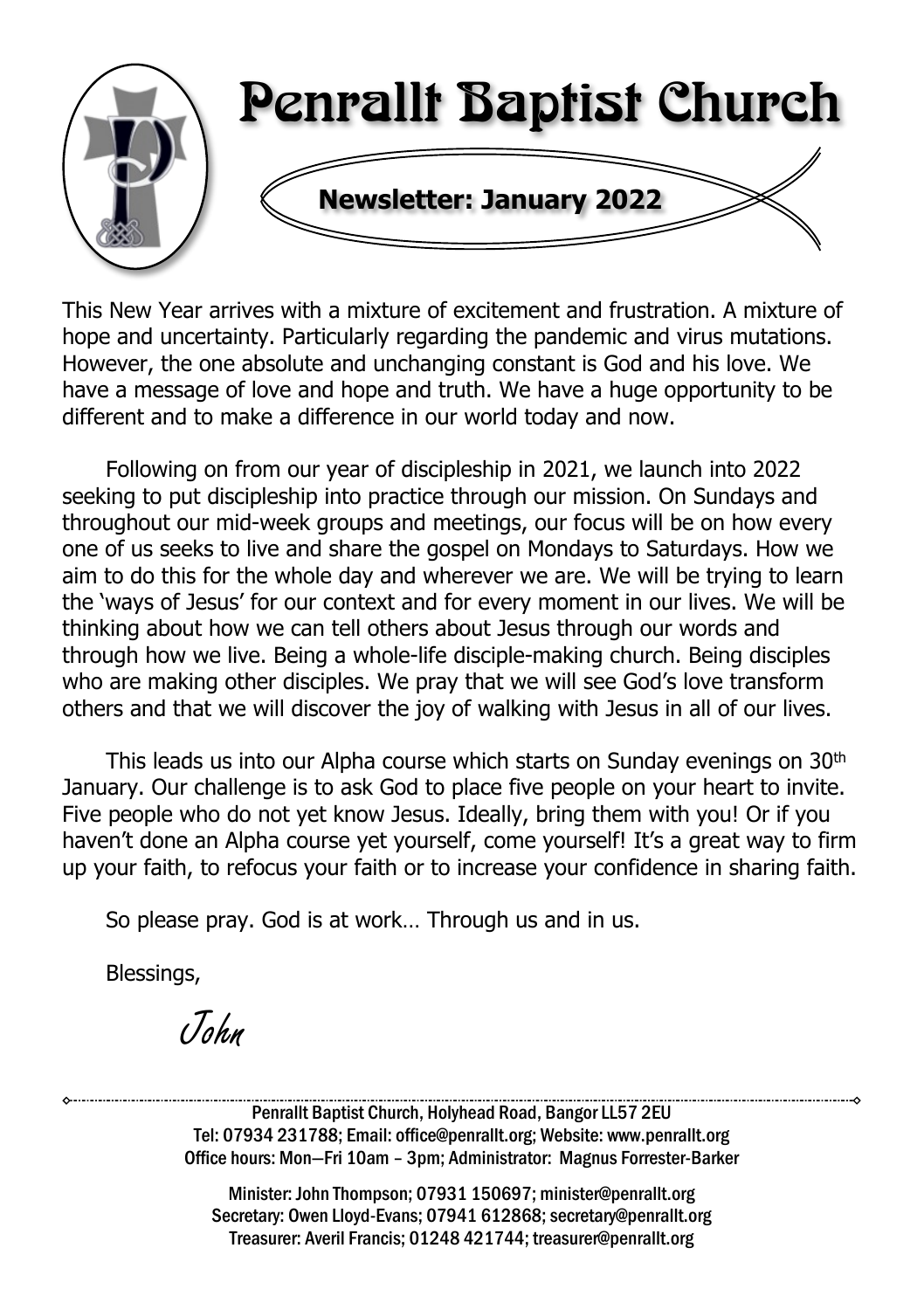# Penrallt Baptist Church

## Newsletter: January 2022

This New Year arrives with a mixture of excitement and frustration. A mixture of hope and uncertainty. Particularly regarding the pandemic and virus mutations. However, the one absolute and unchanging constant is God and his love. We have a message of love and hope and truth. We have a huge opportunity to be different and to make a difference in our world today and now.

Following on from our year of discipleship in 2021, we launch into 2022 seeking to put discipleship into practice through our mission. On Sundays and throughout our mid-week groups and meetings, our focus will be on how every one of us seeks to live and share the gospel on Mondays to Saturdays. How we aim to do this for the whole day and wherever we are. We will be trying to learn the 'ways of Jesus' for our context and for every moment in our lives. We will be thinking about how we can tell others about Jesus through our words and through how we live. Being a whole-life disciple-making church. Being disciples who are making other disciples. We pray that we will see God's love transform others and that we will discover the joy of walking with Jesus in all of our lives.

This leads us into our Alpha course which starts on Sunday evenings on 30th January. Our challenge is to ask God to place five people on your heart to invite. Five people who do not yet know Jesus. Ideally, bring them with you! Or if you haven't done an Alpha course yet yourself, come yourself! It's a great way to firm up your faith, to refocus your faith or to increase your confidence in sharing faith.

So please pray. God is at work… Through us and in us.

Blessings,

*John*

---

Penrallt Baptist Church, Holyhead Road, Bangor LL57 2EU
Tel: 07934 231788; Email: office@penrallt.org; Website: www.penrallt.org
Office hours: Mon—Fri 10am – 3pm; Administrator: Magnus Forrester-Barker

Minister: John Thompson; 07931 150697; minister@penrallt.org
Secretary: Owen Lloyd-Evans; 07941 612868; secretary@penrallt.org
Treasurer: Averil Francis; 01248 421744; treasurer@penrallt.org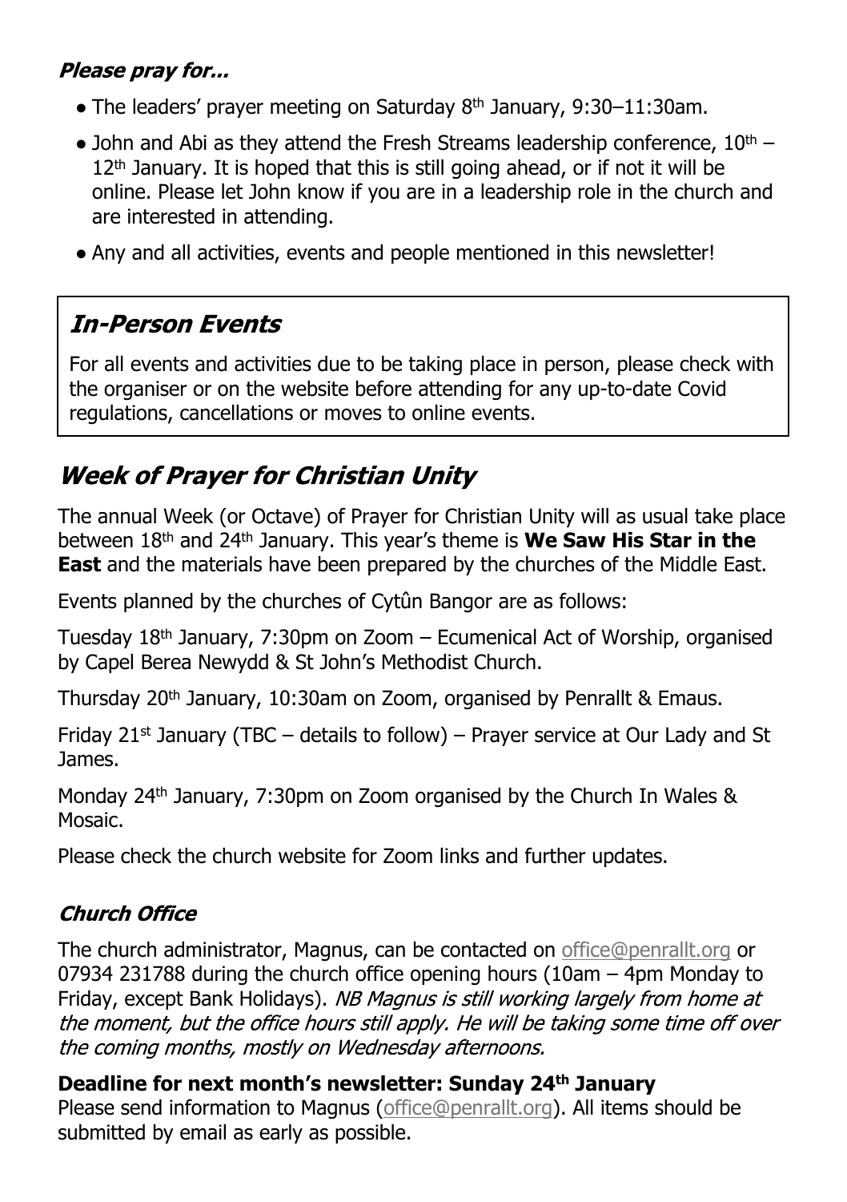**Please pray for...**

- The leaders' prayer meeting on Saturday 8th January, 9:30–11:30am.
- John and Abi as they attend the Fresh Streams leadership conference, 10th – 12th January. It is hoped that this is still going ahead, or if not it will be online. Please let John know if you are in a leadership role in the church and are interested in attending.
- Any and all activities, events and people mentioned in this newsletter!

## In-Person Events

For all events and activities due to be taking place in person, please check with the organiser or on the website before attending for any up-to-date Covid regulations, cancellations or moves to online events.

## Week of Prayer for Christian Unity

The annual Week (or Octave) of Prayer for Christian Unity will as usual take place between 18th and 24th January. This year's theme is **We Saw His Star in the East** and the materials have been prepared by the churches of the Middle East.

Events planned by the churches of Cytûn Bangor are as follows:

Tuesday 18th January, 7:30pm on Zoom – Ecumenical Act of Worship, organised by Capel Berea Newydd & St John's Methodist Church.

Thursday 20th January, 10:30am on Zoom, organised by Penrallt & Emaus.

Friday 21st January (TBC – details to follow) – Prayer service at Our Lady and St James.

Monday 24th January, 7:30pm on Zoom organised by the Church In Wales & Mosaic.

Please check the church website for Zoom links and further updates.

### Church Office

The church administrator, Magnus, can be contacted on office@penrallt.org or 07934 231788 during the church office opening hours (10am – 4pm Monday to Friday, except Bank Holidays). *NB Magnus is still working largely from home at the moment, but the office hours still apply. He will be taking some time off over the coming months, mostly on Wednesday afternoons.*

**Deadline for next month's newsletter: Sunday 24th January**
Please send information to Magnus (office@penrallt.org). All items should be submitted by email as early as possible.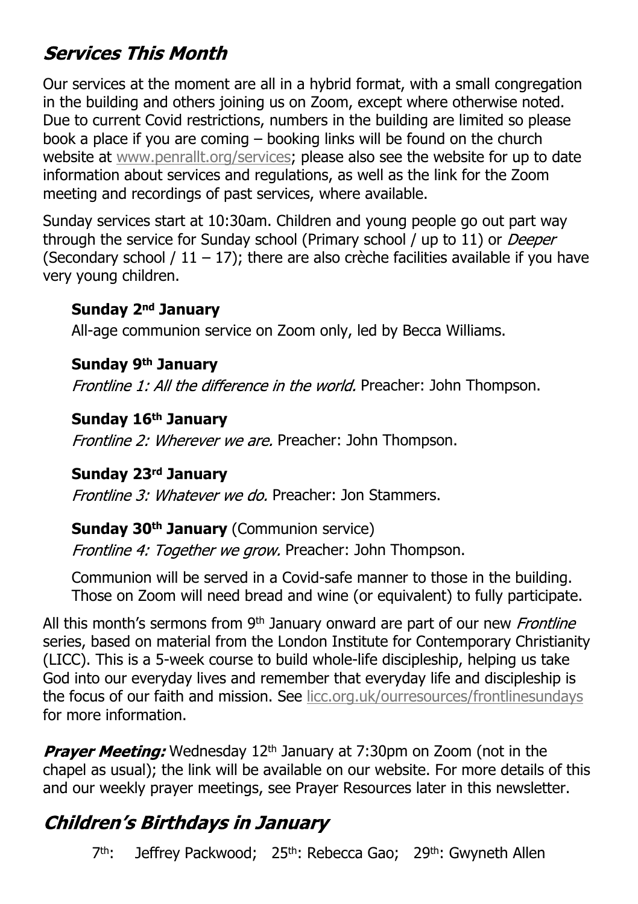## *Services This Month*

Our services at the moment are all in a hybrid format, with a small congregation in the building and others joining us on Zoom, except where otherwise noted. Due to current Covid restrictions, numbers in the building are limited so please book a place if you are coming – booking links will be found on the church website at www.penrallt.org/services; please also see the website for up to date information about services and regulations, as well as the link for the Zoom meeting and recordings of past services, where available.

Sunday services start at 10:30am. Children and young people go out part way through the service for Sunday school (Primary school / up to 11) or *Deeper* (Secondary school / 11 – 17); there are also crèche facilities available if you have very young children.

**Sunday 2nd January**
All-age communion service on Zoom only, led by Becca Williams.

**Sunday 9th January**
*Frontline 1: All the difference in the world.* Preacher: John Thompson.

**Sunday 16th January**
*Frontline 2: Wherever we are.* Preacher: John Thompson.

**Sunday 23rd January**
*Frontline 3: Whatever we do.* Preacher: Jon Stammers.

**Sunday 30th January** (Communion service)
*Frontline 4: Together we grow.* Preacher: John Thompson.

Communion will be served in a Covid-safe manner to those in the building. Those on Zoom will need bread and wine (or equivalent) to fully participate.

All this month's sermons from 9th January onward are part of our new *Frontline* series, based on material from the London Institute for Contemporary Christianity (LICC). This is a 5-week course to build whole-life discipleship, helping us take God into our everyday lives and remember that everyday life and discipleship is the focus of our faith and mission. See licc.org.uk/ourresources/frontlinesundays for more information.

***Prayer Meeting:*** Wednesday 12th January at 7:30pm on Zoom (not in the chapel as usual); the link will be available on our website. For more details of this and our weekly prayer meetings, see Prayer Resources later in this newsletter.

## *Children's Birthdays in January*

7th: Jeffrey Packwood; 25th: Rebecca Gao; 29th: Gwyneth Allen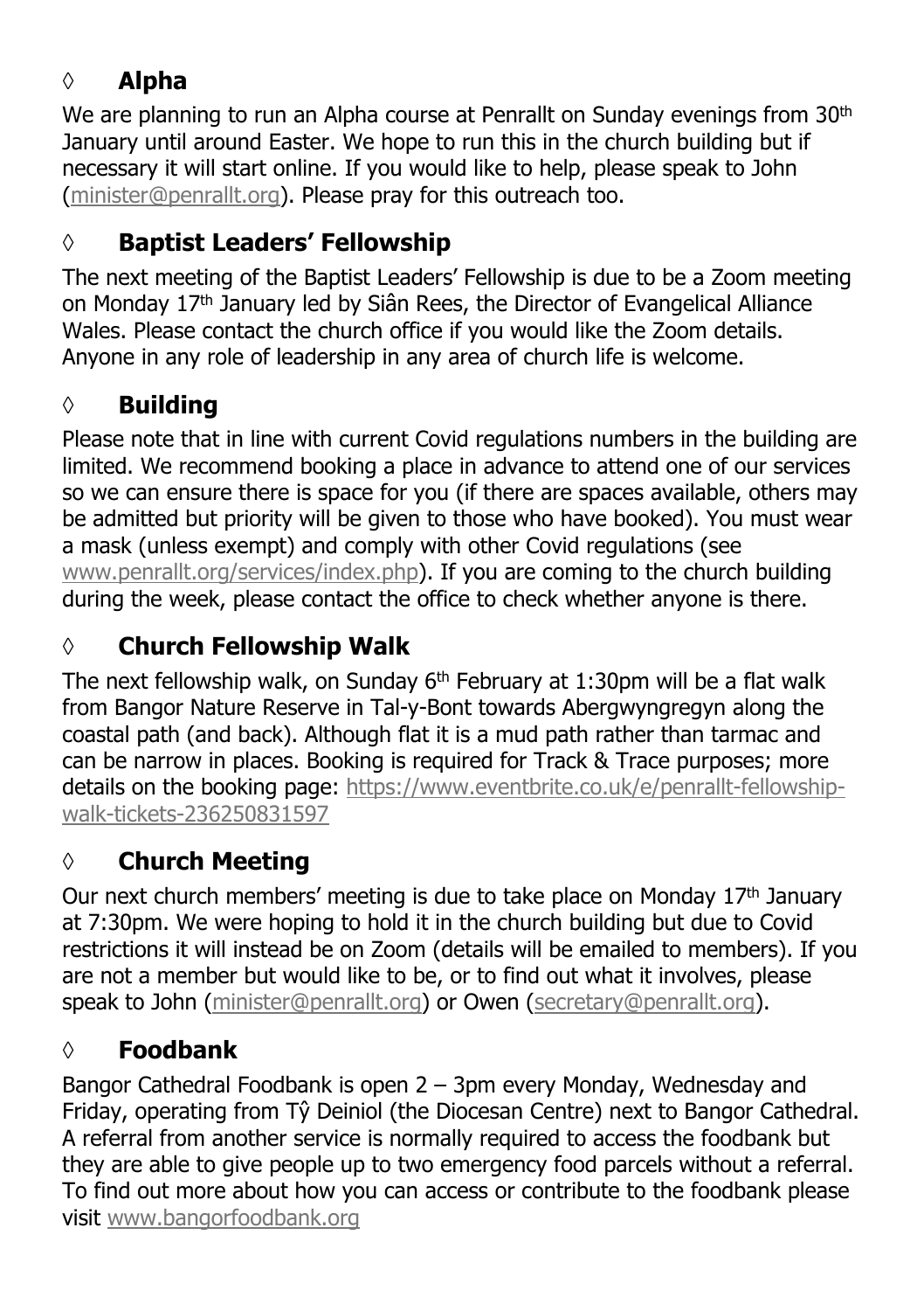## ◊ **Alpha**

We are planning to run an Alpha course at Penrallt on Sunday evenings from 30th January until around Easter. We hope to run this in the church building but if necessary it will start online. If you would like to help, please speak to John (minister@penrallt.org). Please pray for this outreach too.

## ◊ **Baptist Leaders' Fellowship**

The next meeting of the Baptist Leaders' Fellowship is due to be a Zoom meeting on Monday 17th January led by Siân Rees, the Director of Evangelical Alliance Wales. Please contact the church office if you would like the Zoom details. Anyone in any role of leadership in any area of church life is welcome.

## ◊ **Building**

Please note that in line with current Covid regulations numbers in the building are limited. We recommend booking a place in advance to attend one of our services so we can ensure there is space for you (if there are spaces available, others may be admitted but priority will be given to those who have booked). You must wear a mask (unless exempt) and comply with other Covid regulations (see www.penrallt.org/services/index.php). If you are coming to the church building during the week, please contact the office to check whether anyone is there.

## ◊ **Church Fellowship Walk**

The next fellowship walk, on Sunday 6th February at 1:30pm will be a flat walk from Bangor Nature Reserve in Tal-y-Bont towards Abergwyngregyn along the coastal path (and back). Although flat it is a mud path rather than tarmac and can be narrow in places. Booking is required for Track & Trace purposes; more details on the booking page: https://www.eventbrite.co.uk/e/penrallt-fellowship-walk-tickets-236250831597

## ◊ **Church Meeting**

Our next church members' meeting is due to take place on Monday 17th January at 7:30pm. We were hoping to hold it in the church building but due to Covid restrictions it will instead be on Zoom (details will be emailed to members). If you are not a member but would like to be, or to find out what it involves, please speak to John (minister@penrallt.org) or Owen (secretary@penrallt.org).

## ◊ **Foodbank**

Bangor Cathedral Foodbank is open 2 – 3pm every Monday, Wednesday and Friday, operating from Tŷ Deiniol (the Diocesan Centre) next to Bangor Cathedral. A referral from another service is normally required to access the foodbank but they are able to give people up to two emergency food parcels without a referral. To find out more about how you can access or contribute to the foodbank please visit www.bangorfoodbank.org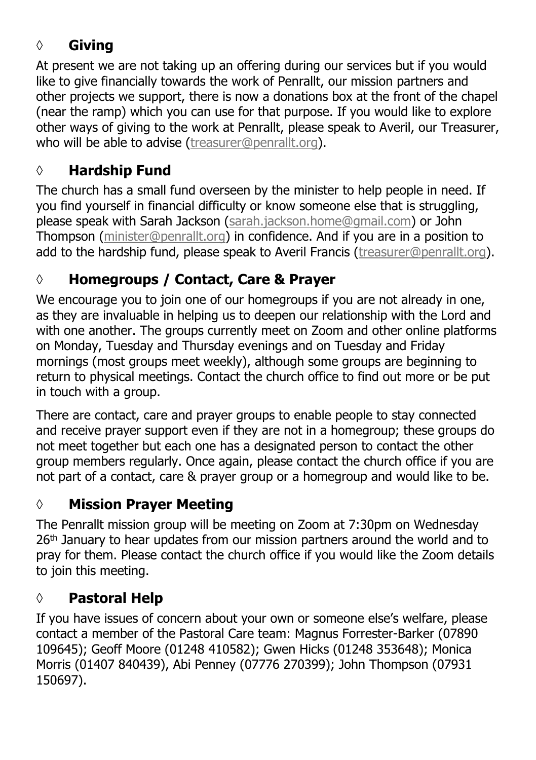## ◊ **Giving**

At present we are not taking up an offering during our services but if you would like to give financially towards the work of Penrallt, our mission partners and other projects we support, there is now a donations box at the front of the chapel (near the ramp) which you can use for that purpose. If you would like to explore other ways of giving to the work at Penrallt, please speak to Averil, our Treasurer, who will be able to advise (treasurer@penrallt.org).

## ◊ **Hardship Fund**

The church has a small fund overseen by the minister to help people in need. If you find yourself in financial difficulty or know someone else that is struggling, please speak with Sarah Jackson (sarah.jackson.home@gmail.com) or John Thompson (minister@penrallt.org) in confidence. And if you are in a position to add to the hardship fund, please speak to Averil Francis (treasurer@penrallt.org).

## ◊ **Homegroups / Contact, Care & Prayer**

We encourage you to join one of our homegroups if you are not already in one, as they are invaluable in helping us to deepen our relationship with the Lord and with one another. The groups currently meet on Zoom and other online platforms on Monday, Tuesday and Thursday evenings and on Tuesday and Friday mornings (most groups meet weekly), although some groups are beginning to return to physical meetings. Contact the church office to find out more or be put in touch with a group.

There are contact, care and prayer groups to enable people to stay connected and receive prayer support even if they are not in a homegroup; these groups do not meet together but each one has a designated person to contact the other group members regularly. Once again, please contact the church office if you are not part of a contact, care & prayer group or a homegroup and would like to be.

## ◊ **Mission Prayer Meeting**

The Penrallt mission group will be meeting on Zoom at 7:30pm on Wednesday 26th January to hear updates from our mission partners around the world and to pray for them. Please contact the church office if you would like the Zoom details to join this meeting.

## ◊ **Pastoral Help**

If you have issues of concern about your own or someone else's welfare, please contact a member of the Pastoral Care team: Magnus Forrester-Barker (07890 109645); Geoff Moore (01248 410582); Gwen Hicks (01248 353648); Monica Morris (01407 840439), Abi Penney (07776 270399); John Thompson (07931 150697).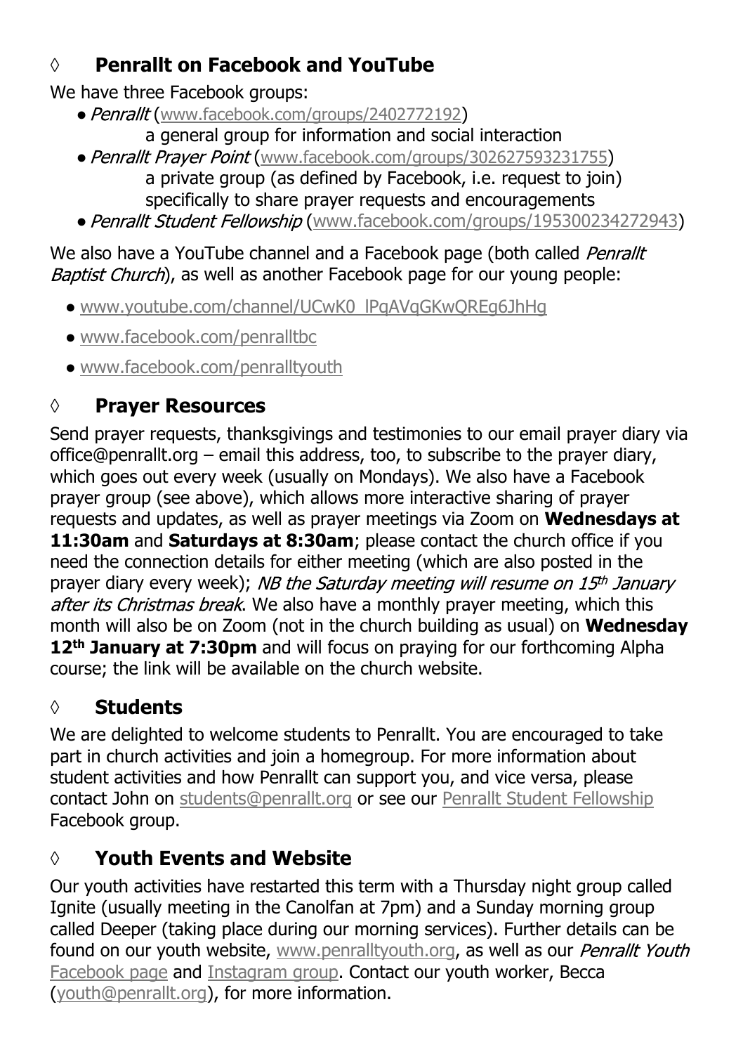## ◊ Penrallt on Facebook and YouTube

We have three Facebook groups:

- *Penrallt* (www.facebook.com/groups/2402772192)
  a general group for information and social interaction
- *Penrallt Prayer Point* (www.facebook.com/groups/302627593231755)
  a private group (as defined by Facebook, i.e. request to join) specifically to share prayer requests and encouragements
- *Penrallt Student Fellowship* (www.facebook.com/groups/195300234272943)

We also have a YouTube channel and a Facebook page (both called *Penrallt Baptist Church*), as well as another Facebook page for our young people:

- www.youtube.com/channel/UCwK0_lPqAVqGKwQREg6JhHg
- www.facebook.com/penralltbc
- www.facebook.com/penralltyouth

## ◊ Prayer Resources

Send prayer requests, thanksgivings and testimonies to our email prayer diary via office@penrallt.org – email this address, too, to subscribe to the prayer diary, which goes out every week (usually on Mondays). We also have a Facebook prayer group (see above), which allows more interactive sharing of prayer requests and updates, as well as prayer meetings via Zoom on **Wednesdays at 11:30am** and **Saturdays at 8:30am**; please contact the church office if you need the connection details for either meeting (which are also posted in the prayer diary every week); *NB the Saturday meeting will resume on 15th January after its Christmas break*. We also have a monthly prayer meeting, which this month will also be on Zoom (not in the church building as usual) on **Wednesday 12th January at 7:30pm** and will focus on praying for our forthcoming Alpha course; the link will be available on the church website.

## ◊ Students

We are delighted to welcome students to Penrallt. You are encouraged to take part in church activities and join a homegroup. For more information about student activities and how Penrallt can support you, and vice versa, please contact John on students@penrallt.org or see our Penrallt Student Fellowship Facebook group.

## ◊ Youth Events and Website

Our youth activities have restarted this term with a Thursday night group called Ignite (usually meeting in the Canolfan at 7pm) and a Sunday morning group called Deeper (taking place during our morning services). Further details can be found on our youth website, www.penralltyouth.org, as well as our *Penrallt Youth* Facebook page and Instagram group. Contact our youth worker, Becca (youth@penrallt.org), for more information.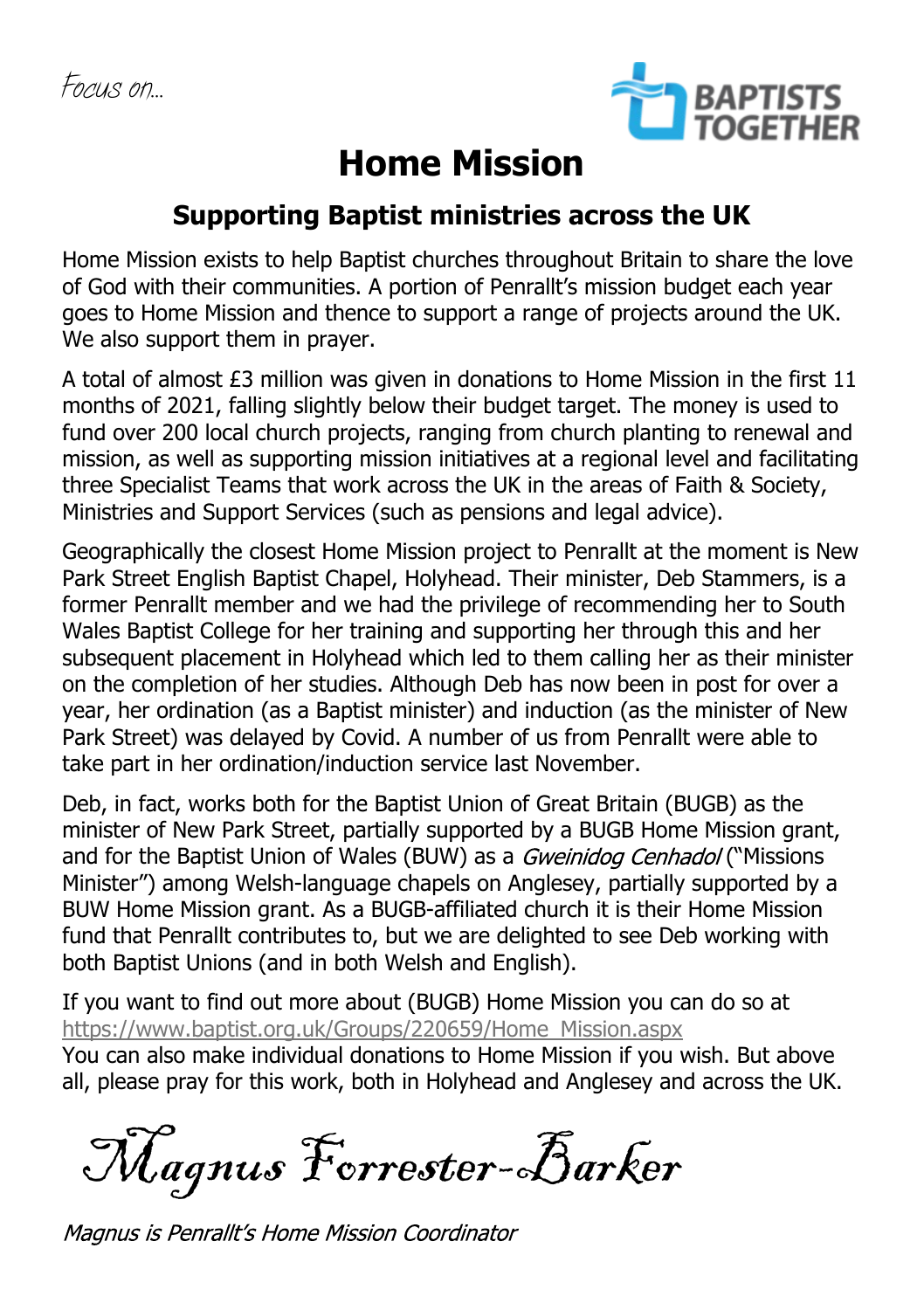*Focus on...*

BAPTISTS TOGETHER

# Home Mission

## Supporting Baptist ministries across the UK

Home Mission exists to help Baptist churches throughout Britain to share the love of God with their communities. A portion of Penrallt's mission budget each year goes to Home Mission and thence to support a range of projects around the UK. We also support them in prayer.

A total of almost £3 million was given in donations to Home Mission in the first 11 months of 2021, falling slightly below their budget target. The money is used to fund over 200 local church projects, ranging from church planting to renewal and mission, as well as supporting mission initiatives at a regional level and facilitating three Specialist Teams that work across the UK in the areas of Faith & Society, Ministries and Support Services (such as pensions and legal advice).

Geographically the closest Home Mission project to Penrallt at the moment is New Park Street English Baptist Chapel, Holyhead. Their minister, Deb Stammers, is a former Penrallt member and we had the privilege of recommending her to South Wales Baptist College for her training and supporting her through this and her subsequent placement in Holyhead which led to them calling her as their minister on the completion of her studies. Although Deb has now been in post for over a year, her ordination (as a Baptist minister) and induction (as the minister of New Park Street) was delayed by Covid. A number of us from Penrallt were able to take part in her ordination/induction service last November.

Deb, in fact, works both for the Baptist Union of Great Britain (BUGB) as the minister of New Park Street, partially supported by a BUGB Home Mission grant, and for the Baptist Union of Wales (BUW) as a *Gweinidog Cenhadol* ("Missions Minister") among Welsh-language chapels on Anglesey, partially supported by a BUW Home Mission grant. As a BUGB-affiliated church it is their Home Mission fund that Penrallt contributes to, but we are delighted to see Deb working with both Baptist Unions (and in both Welsh and English).

If you want to find out more about (BUGB) Home Mission you can do so at https://www.baptist.org.uk/Groups/220659/Home_Mission.aspx
You can also make individual donations to Home Mission if you wish. But above all, please pray for this work, both in Holyhead and Anglesey and across the UK.

Magnus Forrester-Barker

*Magnus is Penrallt's Home Mission Coordinator*